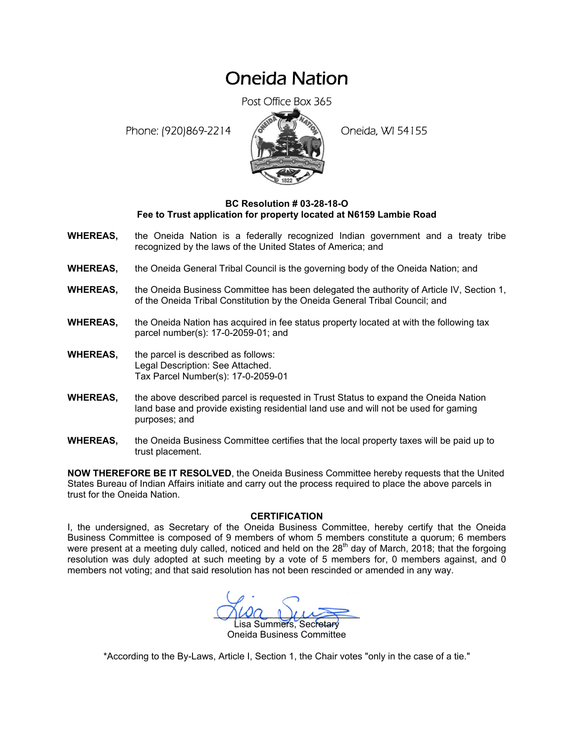# Oneida Nation

Post Office Box 365

Phone: (920)869-2214

Oneida, WI 54155

**BC Resolution # 03-28-18-O**
**Fee to Trust application for property located at N6159 Lambie Road**

**WHEREAS,** the Oneida Nation is a federally recognized Indian government and a treaty tribe recognized by the laws of the United States of America; and

**WHEREAS,** the Oneida General Tribal Council is the governing body of the Oneida Nation; and

**WHEREAS,** the Oneida Business Committee has been delegated the authority of Article IV, Section 1, of the Oneida Tribal Constitution by the Oneida General Tribal Council; and

**WHEREAS,** the Oneida Nation has acquired in fee status property located at with the following tax parcel number(s): 17-0-2059-01; and

**WHEREAS,** the parcel is described as follows:
Legal Description: See Attached.
Tax Parcel Number(s): 17-0-2059-01

**WHEREAS,** the above described parcel is requested in Trust Status to expand the Oneida Nation land base and provide existing residential land use and will not be used for gaming purposes; and

**WHEREAS,** the Oneida Business Committee certifies that the local property taxes will be paid up to trust placement.

**NOW THEREFORE BE IT RESOLVED**, the Oneida Business Committee hereby requests that the United States Bureau of Indian Affairs initiate and carry out the process required to place the above parcels in trust for the Oneida Nation.

**CERTIFICATION**

I, the undersigned, as Secretary of the Oneida Business Committee, hereby certify that the Oneida Business Committee is composed of 9 members of whom 5 members constitute a quorum; 6 members were present at a meeting duly called, noticed and held on the 28th day of March, 2018; that the forgoing resolution was duly adopted at such meeting by a vote of 5 members for, 0 members against, and 0 members not voting; and that said resolution has not been rescinded or amended in any way.

Lisa Summers, Secretary
Oneida Business Committee

*According to the By-Laws, Article I, Section 1, the Chair votes "only in the case of a tie."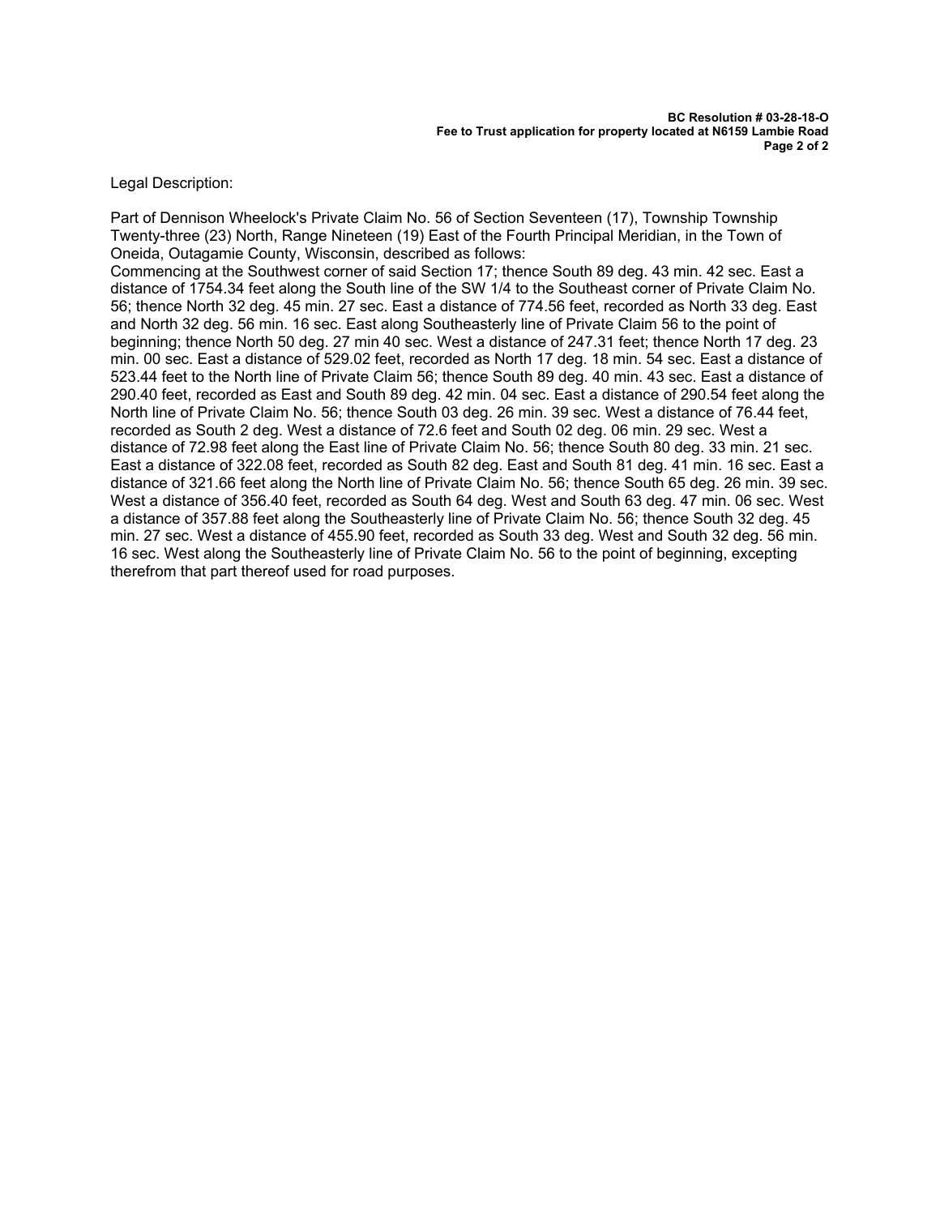Legal Description:

Part of Dennison Wheelock's Private Claim No. 56 of Section Seventeen (17), Township Township Twenty-three (23) North, Range Nineteen (19) East of the Fourth Principal Meridian, in the Town of Oneida, Outagamie County, Wisconsin, described as follows:
Commencing at the Southwest corner of said Section 17; thence South 89 deg. 43 min. 42 sec. East a distance of 1754.34 feet along the South line of the SW 1/4 to the Southeast corner of Private Claim No. 56; thence North 32 deg. 45 min. 27 sec. East a distance of 774.56 feet, recorded as North 33 deg. East and North 32 deg. 56 min. 16 sec. East along Southeasterly line of Private Claim 56 to the point of beginning; thence North 50 deg. 27 min 40 sec. West a distance of 247.31 feet; thence North 17 deg. 23 min. 00 sec. East a distance of 529.02 feet, recorded as North 17 deg. 18 min. 54 sec. East a distance of 523.44 feet to the North line of Private Claim 56; thence South 89 deg. 40 min. 43 sec. East a distance of 290.40 feet, recorded as East and South 89 deg. 42 min. 04 sec. East a distance of 290.54 feet along the North line of Private Claim No. 56; thence South 03 deg. 26 min. 39 sec. West a distance of 76.44 feet, recorded as South 2 deg. West a distance of 72.6 feet and South 02 deg. 06 min. 29 sec. West a distance of 72.98 feet along the East line of Private Claim No. 56; thence South 80 deg. 33 min. 21 sec. East a distance of 322.08 feet, recorded as South 82 deg. East and South 81 deg. 41 min. 16 sec. East a distance of 321.66 feet along the North line of Private Claim No. 56; thence South 65 deg. 26 min. 39 sec. West a distance of 356.40 feet, recorded as South 64 deg. West and South 63 deg. 47 min. 06 sec. West a distance of 357.88 feet along the Southeasterly line of Private Claim No. 56; thence South 32 deg. 45 min. 27 sec. West a distance of 455.90 feet, recorded as South 33 deg. West and South 32 deg. 56 min. 16 sec. West along the Southeasterly line of Private Claim No. 56 to the point of beginning, excepting therefrom that part thereof used for road purposes.